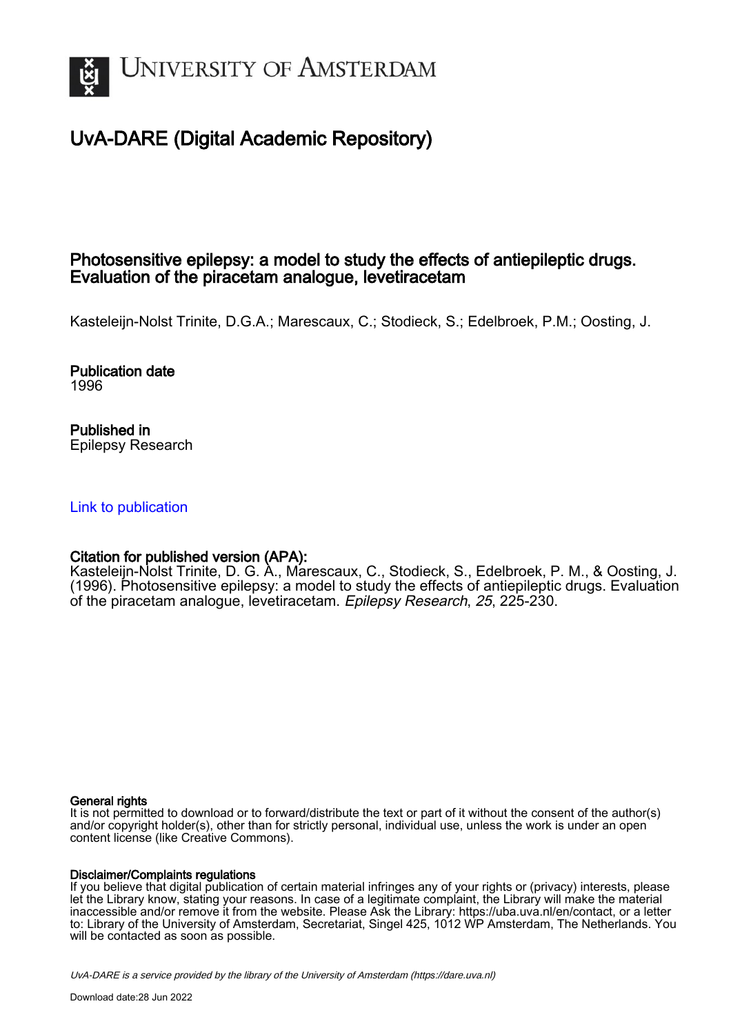# UvA-DARE (Digital Academic Repository)

## Photosensitive epilepsy: a model to study the effects of antiepileptic drugs. Evaluation of the piracetam analogue, levetiracetam

Kasteleijn-Nolst Trinite, D.G.A.; Marescaux, C.; Stodieck, S.; Edelbroek, P.M.; Oosting, J.

### Publication date
1996

### Published in
Epilepsy Research

Link to publication

### Citation for published version (APA):
Kasteleijn-Nolst Trinite, D. G. A., Marescaux, C., Stodieck, S., Edelbroek, P. M., & Oosting, J. (1996). Photosensitive epilepsy: a model to study the effects of antiepileptic drugs. Evaluation of the piracetam analogue, levetiracetam. *Epilepsy Research*, *25*, 225-230.

### General rights
It is not permitted to download or to forward/distribute the text or part of it without the consent of the author(s) and/or copyright holder(s), other than for strictly personal, individual use, unless the work is under an open content license (like Creative Commons).

### Disclaimer/Complaints regulations
If you believe that digital publication of certain material infringes any of your rights or (privacy) interests, please let the Library know, stating your reasons. In case of a legitimate complaint, the Library will make the material inaccessible and/or remove it from the website. Please Ask the Library: https://uba.uva.nl/en/contact, or a letter to: Library of the University of Amsterdam, Secretariat, Singel 425, 1012 WP Amsterdam, The Netherlands. You will be contacted as soon as possible.

UvA-DARE is a service provided by the library of the University of Amsterdam (https://dare.uva.nl)

Download date:28 Jun 2022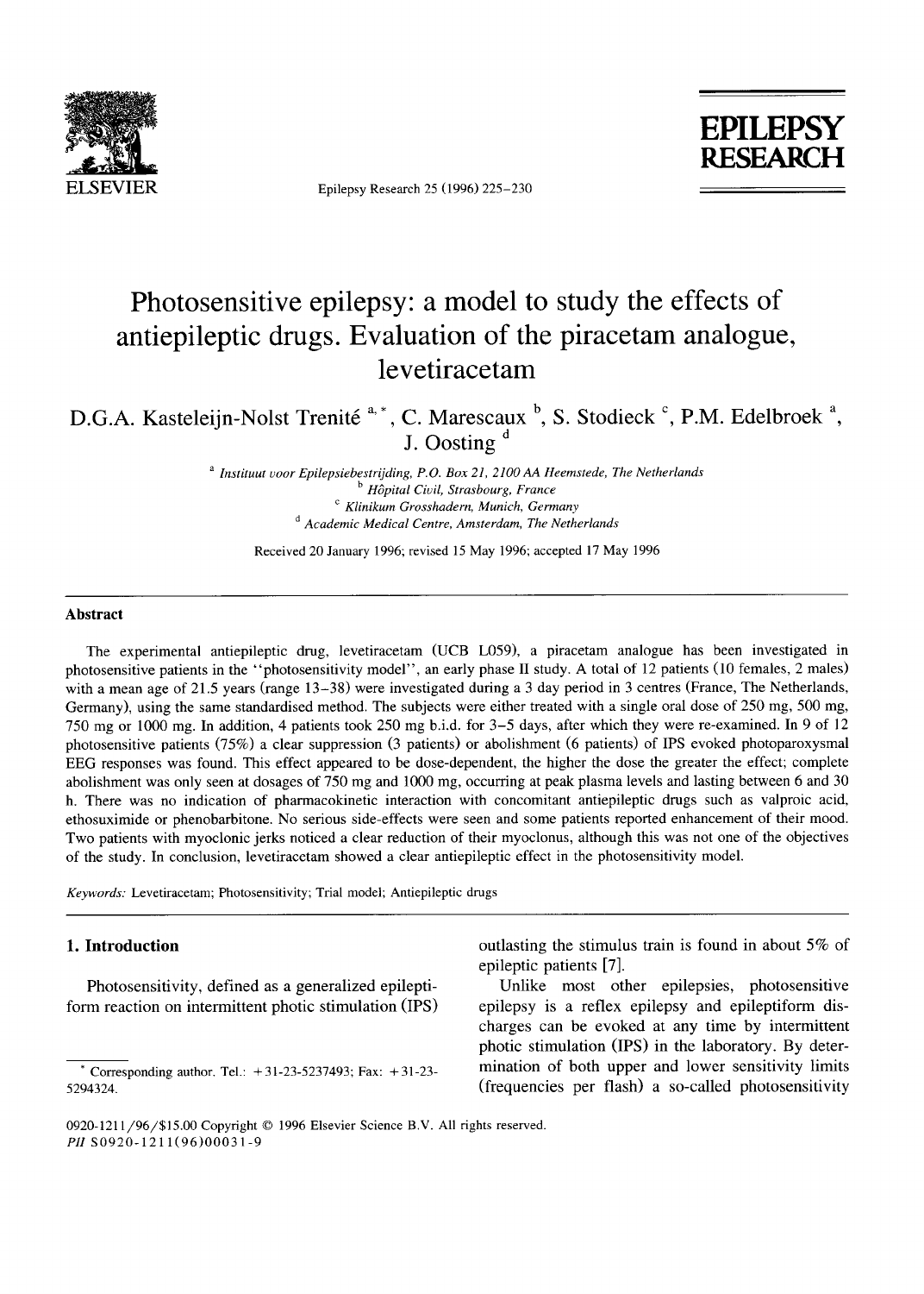# Photosensitive epilepsy: a model to study the effects of antiepileptic drugs. Evaluation of the piracetam analogue, levetiracetam

D.G.A. Kasteleijn-Nolst Trenité [a,*], C. Marescaux [b], S. Stodieck [c], P.M. Edelbroek [a], J. Oosting [d]

[a] *Instituut voor Epilepsiebestrijding, P.O. Box 21, 2100 AA Heemstede, The Netherlands*
[b] *Hôpital Civil, Strasbourg, France*
[c] *Klinikum Grosshadern, Munich, Germany*
[d] *Academic Medical Centre, Amsterdam, The Netherlands*

Received 20 January 1996; revised 15 May 1996; accepted 17 May 1996

## Abstract

The experimental antiepileptic drug, levetiracetam (UCB L059), a piracetam analogue has been investigated in photosensitive patients in the "photosensitivity model", an early phase II study. A total of 12 patients (10 females, 2 males) with a mean age of 21.5 years (range 13–38) were investigated during a 3 day period in 3 centres (France, The Netherlands, Germany), using the same standardised method. The subjects were either treated with a single oral dose of 250 mg, 500 mg, 750 mg or 1000 mg. In addition, 4 patients took 250 mg b.i.d. for 3–5 days, after which they were re-examined. In 9 of 12 photosensitive patients (75%) a clear suppression (3 patients) or abolishment (6 patients) of IPS evoked photoparoxysmal EEG responses was found. This effect appeared to be dose-dependent, the higher the dose the greater the effect; complete abolishment was only seen at dosages of 750 mg and 1000 mg, occurring at peak plasma levels and lasting between 6 and 30 h. There was no indication of pharmacokinetic interaction with concomitant antiepileptic drugs such as valproic acid, ethosuximide or phenobarbitone. No serious side-effects were seen and some patients reported enhancement of their mood. Two patients with myoclonic jerks noticed a clear reduction of their myoclonus, although this was not one of the objectives of the study. In conclusion, levetiracetam showed a clear antiepileptic effect in the photosensitivity model.

*Keywords:* Levetiracetam; Photosensitivity; Trial model; Antiepileptic drugs

## 1. Introduction

Photosensitivity, defined as a generalized epileptiform reaction on intermittent photic stimulation (IPS) outlasting the stimulus train is found in about 5% of epileptic patients [7].

Unlike most other epilepsies, photosensitive epilepsy is a reflex epilepsy and epileptiform discharges can be evoked at any time by intermittent photic stimulation (IPS) in the laboratory. By determination of both upper and lower sensitivity limits (frequencies per flash) a so-called photosensitivity

* Corresponding author. Tel.: +31-23-5237493; Fax: +31-23-5294324.

0920-1211/96/$15.00 Copyright © 1996 Elsevier Science B.V. All rights reserved.
PII S0920-1211(96)00031-9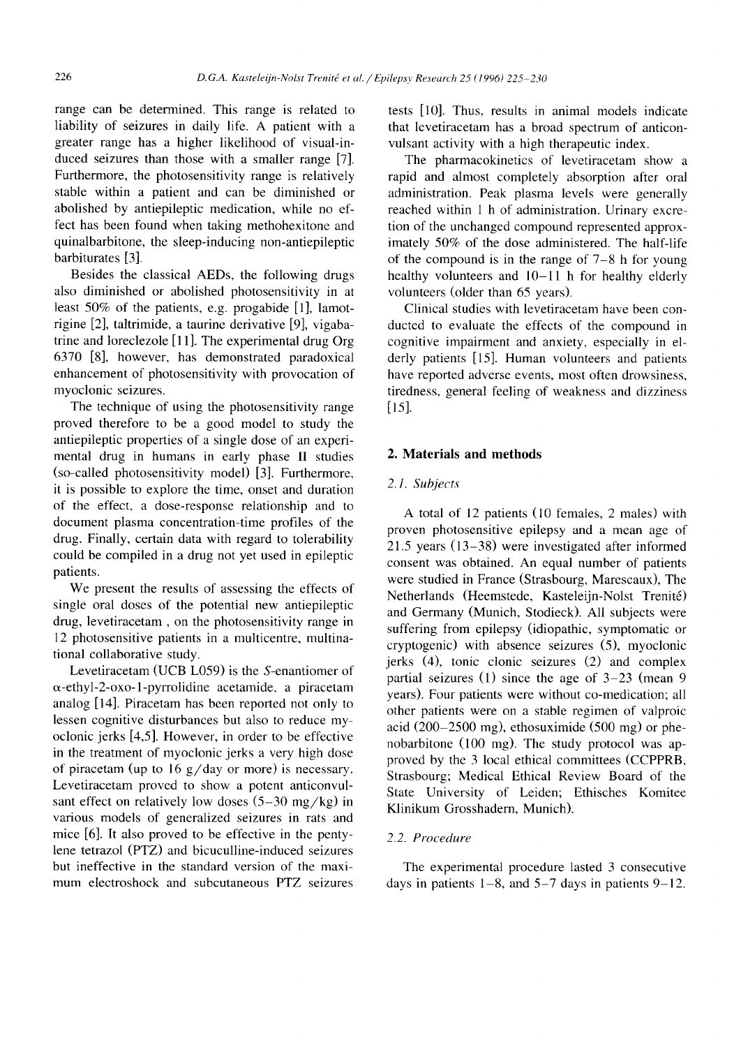range can be determined. This range is related to liability of seizures in daily life. A patient with a greater range has a higher likelihood of visual-induced seizures than those with a smaller range [7]. Furthermore, the photosensitivity range is relatively stable within a patient and can be diminished or abolished by antiepileptic medication, while no effect has been found when taking methohexitone and quinalbarbitone, the sleep-inducing non-antiepileptic barbiturates [3].

Besides the classical AEDs, the following drugs also diminished or abolished photosensitivity in at least 50% of the patients, e.g. progabide [1], lamotrigine [2], taltrimide, a taurine derivative [9], vigabatrine and loreclezole [11]. The experimental drug Org 6370 [8], however, has demonstrated paradoxical enhancement of photosensitivity with provocation of myoclonic seizures.

The technique of using the photosensitivity range proved therefore to be a good model to study the antiepileptic properties of a single dose of an experimental drug in humans in early phase II studies (so-called photosensitivity model) [3]. Furthermore, it is possible to explore the time, onset and duration of the effect, a dose-response relationship and to document plasma concentration-time profiles of the drug. Finally, certain data with regard to tolerability could be compiled in a drug not yet used in epileptic patients.

We present the results of assessing the effects of single oral doses of the potential new antiepileptic drug, levetiracetam , on the photosensitivity range in 12 photosensitive patients in a multicentre, multinational collaborative study.

Levetiracetam (UCB L059) is the *S*-enantiomer of α-ethyl-2-oxo-1-pyrrolidine acetamide, a piracetam analog [14]. Piracetam has been reported not only to lessen cognitive disturbances but also to reduce myoclonic jerks [4,5]. However, in order to be effective in the treatment of myoclonic jerks a very high dose of piracetam (up to 16 g/day or more) is necessary. Levetiracetam proved to show a potent anticonvulsant effect on relatively low doses (5–30 mg/kg) in various models of generalized seizures in rats and mice [6]. It also proved to be effective in the pentylene tetrazol (PTZ) and bicuculline-induced seizures but ineffective in the standard version of the maximum electroshock and subcutaneous PTZ seizures tests [10]. Thus, results in animal models indicate that levetiracetam has a broad spectrum of anticonvulsant activity with a high therapeutic index.

The pharmacokinetics of levetiracetam show a rapid and almost completely absorption after oral administration. Peak plasma levels were generally reached within 1 h of administration. Urinary excretion of the unchanged compound represented approximately 50% of the dose administered. The half-life of the compound is in the range of 7–8 h for young healthy volunteers and 10–11 h for healthy elderly volunteers (older than 65 years).

Clinical studies with levetiracetam have been conducted to evaluate the effects of the compound in cognitive impairment and anxiety, especially in elderly patients [15]. Human volunteers and patients have reported adverse events, most often drowsiness, tiredness, general feeling of weakness and dizziness [15].

## 2. Materials and methods

### 2.1. Subjects

A total of 12 patients (10 females, 2 males) with proven photosensitive epilepsy and a mean age of 21.5 years (13–38) were investigated after informed consent was obtained. An equal number of patients were studied in France (Strasbourg, Marescaux), The Netherlands (Heemstede, Kasteleijn-Nolst Trenité) and Germany (Munich, Stodieck). All subjects were suffering from epilepsy (idiopathic, symptomatic or cryptogenic) with absence seizures (5), myoclonic jerks (4), tonic clonic seizures (2) and complex partial seizures (1) since the age of 3–23 (mean 9 years). Four patients were without co-medication; all other patients were on a stable regimen of valproic acid (200–2500 mg), ethosuximide (500 mg) or phenobarbitone (100 mg). The study protocol was approved by the 3 local ethical committees (CCPPRB, Strasbourg; Medical Ethical Review Board of the State University of Leiden; Ethisches Komitee Klinikum Grosshadern, Munich).

### 2.2. Procedure

The experimental procedure lasted 3 consecutive days in patients 1–8, and 5–7 days in patients 9–12.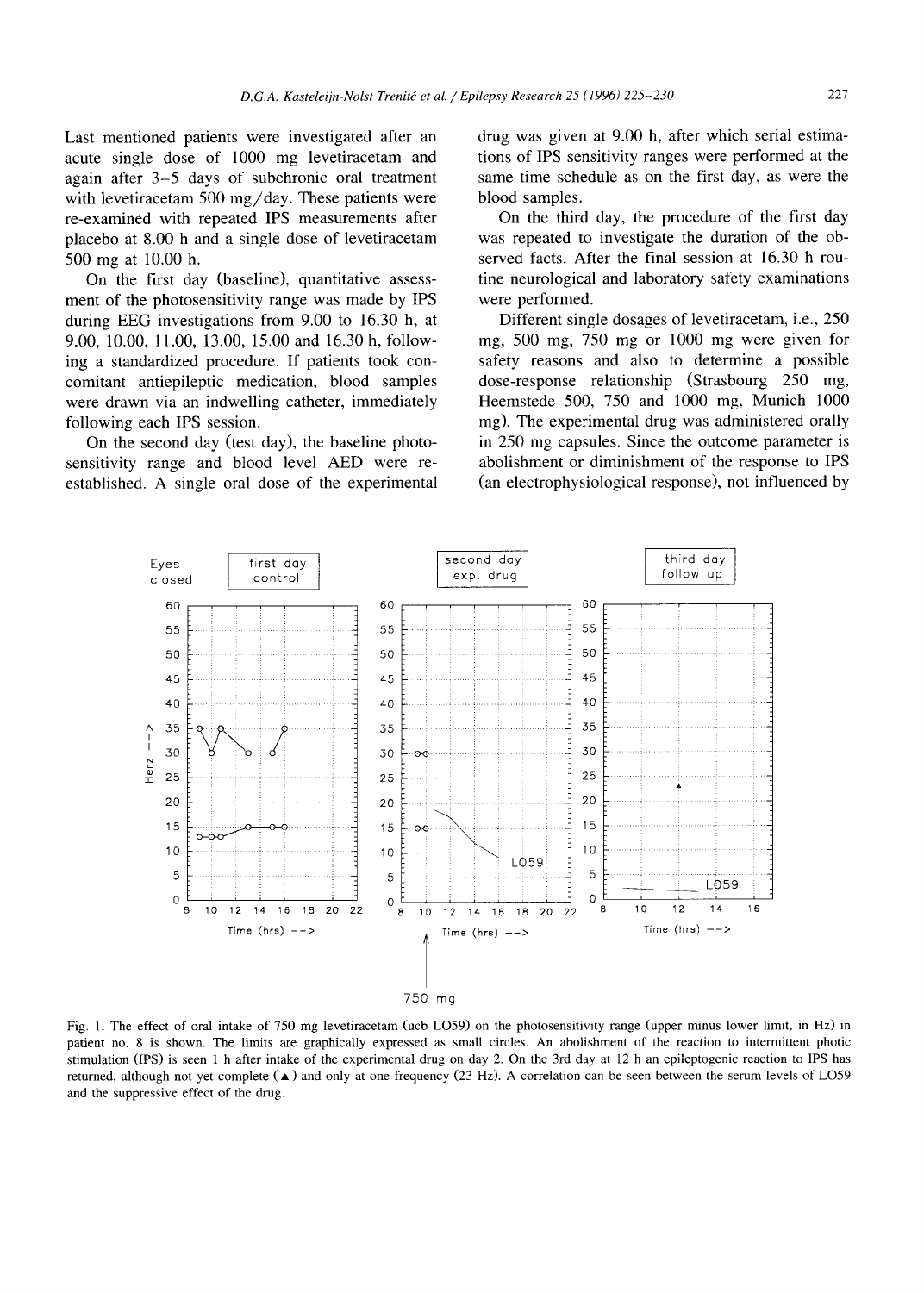Last mentioned patients were investigated after an acute single dose of 1000 mg levetiracetam and again after 3–5 days of subchronic oral treatment with levetiracetam 500 mg/day. These patients were re-examined with repeated IPS measurements after placebo at 8.00 h and a single dose of levetiracetam 500 mg at 10.00 h.

On the first day (baseline), quantitative assessment of the photosensitivity range was made by IPS during EEG investigations from 9.00 to 16.30 h, at 9.00, 10.00, 11.00, 13.00, 15.00 and 16.30 h, following a standardized procedure. If patients took concomitant antiepileptic medication, blood samples were drawn via an indwelling catheter, immediately following each IPS session.

On the second day (test day), the baseline photosensitivity range and blood level AED were re-established. A single oral dose of the experimental drug was given at 9.00 h, after which serial estimations of IPS sensitivity ranges were performed at the same time schedule as on the first day, as were the blood samples.

On the third day, the procedure of the first day was repeated to investigate the duration of the observed facts. After the final session at 16.30 h routine neurological and laboratory safety examinations were performed.

Different single dosages of levetiracetam, i.e., 250 mg, 500 mg, 750 mg or 1000 mg were given for safety reasons and also to determine a possible dose-response relationship (Strasbourg 250 mg, Heemstede 500, 750 and 1000 mg, Munich 1000 mg). The experimental drug was administered orally in 250 mg capsules. Since the outcome parameter is abolishment or diminishment of the response to IPS (an electrophysiological response), not influenced by

Fig. 1. The effect of oral intake of 750 mg levetiracetam (ucb LO59) on the photosensitivity range (upper minus lower limit, in Hz) in patient no. 8 is shown. The limits are graphically expressed as small circles. An abolishment of the reaction to intermittent photic stimulation (IPS) is seen 1 h after intake of the experimental drug on day 2. On the 3rd day at 12 h an epileptogenic reaction to IPS has returned, although not yet complete (▲) and only at one frequency (23 Hz). A correlation can be seen between the serum levels of LO59 and the suppressive effect of the drug.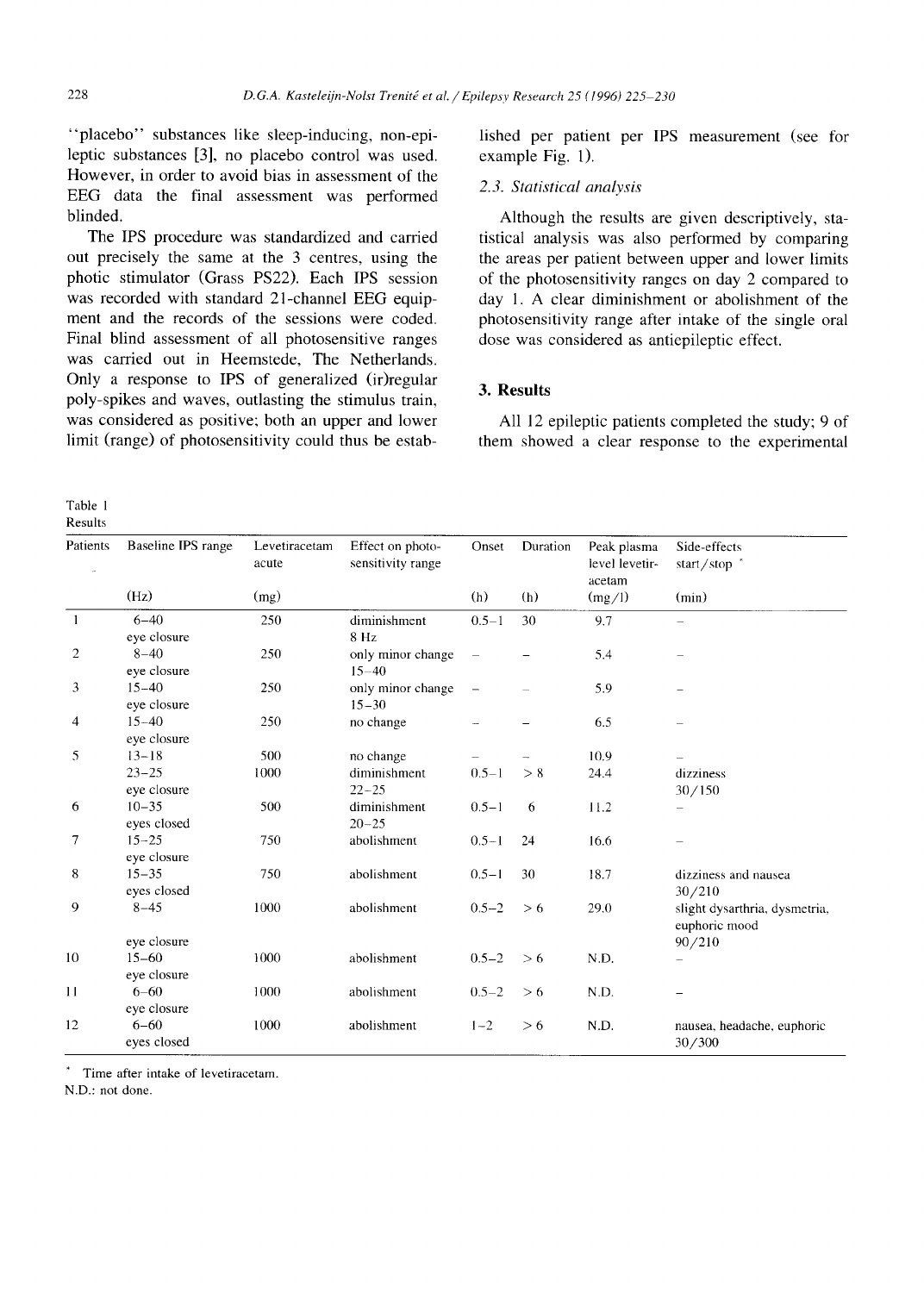"placebo" substances like sleep-inducing, non-epileptic substances [3], no placebo control was used. However, in order to avoid bias in assessment of the EEG data the final assessment was performed blinded.

The IPS procedure was standardized and carried out precisely the same at the 3 centres, using the photic stimulator (Grass PS22). Each IPS session was recorded with standard 21-channel EEG equipment and the records of the sessions were coded. Final blind assessment of all photosensitive ranges was carried out in Heemstede, The Netherlands. Only a response to IPS of generalized (ir)regular poly-spikes and waves, outlasting the stimulus train, was considered as positive; both an upper and lower limit (range) of photosensitivity could thus be established per patient per IPS measurement (see for example Fig. 1).

### 2.3. Statistical analysis

Although the results are given descriptively, statistical analysis was also performed by comparing the areas per patient between upper and lower limits of the photosensitivity ranges on day 2 compared to day 1. A clear diminishment or abolishment of the photosensitivity range after intake of the single oral dose was considered as antiepileptic effect.

## 3. Results

All 12 epileptic patients completed the study; 9 of them showed a clear response to the experimental

Table 1
Results

| Patients | Baseline IPS range (Hz) | Levetiracetam acute (mg) | Effect on photosensitivity range | Onset (h) | Duration (h) | Peak plasma level levetiracetam (mg/l) | Side-effects start/stop * (min) |
|---|---|---|---|---|---|---|---|
| 1 | 6–40 eye closure | 250 | diminishment 8 Hz | 0.5–1 | 30 | 9.7 | – |
| 2 | 8–40 eye closure | 250 | only minor change 15–40 | – | – | 5.4 | – |
| 3 | 15–40 eye closure | 250 | only minor change 15–30 | – | – | 5.9 | – |
| 4 | 15–40 eye closure | 250 | no change | – | – | 6.5 | – |
| 5 | 13–18 | 500 | no change | – | – | 10.9 | – |
| | 23–25 eye closure | 1000 | diminishment 22–25 | 0.5–1 | > 8 | 24.4 | dizziness 30/150 |
| 6 | 10–35 eyes closed | 500 | diminishment 20–25 | 0.5–1 | 6 | 11.2 | – |
| 7 | 15–25 eye closure | 750 | abolishment | 0.5–1 | 24 | 16.6 | – |
| 8 | 15–35 eyes closed | 750 | abolishment | 0.5–1 | 30 | 18.7 | dizziness and nausea 30/210 |
| 9 | 8–45 eye closure | 1000 | abolishment | 0.5–2 | > 6 | 29.0 | slight dysarthria, dysmetria, euphoric mood 90/210 |
| 10 | 15–60 eye closure | 1000 | abolishment | 0.5–2 | > 6 | N.D. | – |
| 11 | 6–60 eye closure | 1000 | abolishment | 0.5–2 | > 6 | N.D. | – |
| 12 | 6–60 eyes closed | 1000 | abolishment | 1–2 | > 6 | N.D. | nausea, headache, euphoric 30/300 |

\* Time after intake of levetiracetam.
N.D.: not done.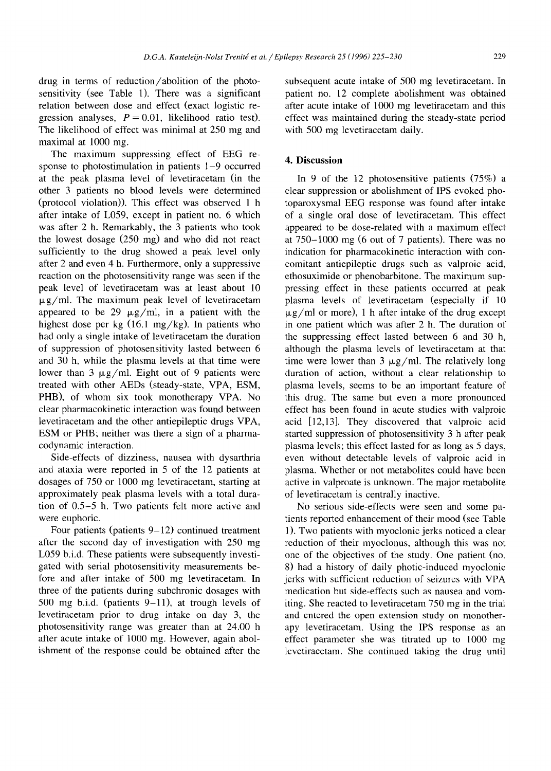drug in terms of reduction/abolition of the photosensitivity (see Table 1). There was a significant relation between dose and effect (exact logistic regression analyses, $P = 0.01$, likelihood ratio test). The likelihood of effect was minimal at 250 mg and maximal at 1000 mg.

The maximum suppressing effect of EEG response to photostimulation in patients 1–9 occurred at the peak plasma level of levetiracetam (in the other 3 patients no blood levels were determined (protocol violation)). This effect was observed 1 h after intake of L059, except in patient no. 6 which was after 2 h. Remarkably, the 3 patients who took the lowest dosage (250 mg) and who did not react sufficiently to the drug showed a peak level only after 2 and even 4 h. Furthermore, only a suppressive reaction on the photosensitivity range was seen if the peak level of levetiracetam was at least about 10 μg/ml. The maximum peak level of levetiracetam appeared to be 29 μg/ml, in a patient with the highest dose per kg (16.1 mg/kg). In patients who had only a single intake of levetiracetam the duration of suppression of photosensitivity lasted between 6 and 30 h, while the plasma levels at that time were lower than 3 μg/ml. Eight out of 9 patients were treated with other AEDs (steady-state, VPA, ESM, PHB), of whom six took monotherapy VPA. No clear pharmacokinetic interaction was found between levetiracetam and the other antiepileptic drugs VPA, ESM or PHB; neither was there a sign of a pharmacodynamic interaction.

Side-effects of dizziness, nausea with dysarthria and ataxia were reported in 5 of the 12 patients at dosages of 750 or 1000 mg levetiracetam, starting at approximately peak plasma levels with a total duration of 0.5–5 h. Two patients felt more active and were euphoric.

Four patients (patients 9–12) continued treatment after the second day of investigation with 250 mg L059 b.i.d. These patients were subsequently investigated with serial photosensitivity measurements before and after intake of 500 mg levetiracetam. In three of the patients during subchronic dosages with 500 mg b.i.d. (patients 9–11), at trough levels of levetiracetam prior to drug intake on day 3, the photosensitivity range was greater than at 24.00 h after acute intake of 1000 mg. However, again abolishment of the response could be obtained after the subsequent acute intake of 500 mg levetiracetam. In patient no. 12 complete abolishment was obtained after acute intake of 1000 mg levetiracetam and this effect was maintained during the steady-state period with 500 mg levetiracetam daily.

## 4. Discussion

In 9 of the 12 photosensitive patients (75%) a clear suppression or abolishment of IPS evoked photoparoxysmal EEG response was found after intake of a single oral dose of levetiracetam. This effect appeared to be dose-related with a maximum effect at 750–1000 mg (6 out of 7 patients). There was no indication for pharmacokinetic interaction with concomitant antiepileptic drugs such as valproic acid, ethosuximide or phenobarbitone. The maximum suppressing effect in these patients occurred at peak plasma levels of levetiracetam (especially if 10 μg/ml or more), 1 h after intake of the drug except in one patient which was after 2 h. The duration of the suppressing effect lasted between 6 and 30 h, although the plasma levels of levetiracetam at that time were lower than 3 μg/ml. The relatively long duration of action, without a clear relationship to plasma levels, seems to be an important feature of this drug. The same but even a more pronounced effect has been found in acute studies with valproic acid [12,13]. They discovered that valproic acid started suppression of photosensitivity 3 h after peak plasma levels; this effect lasted for as long as 5 days, even without detectable levels of valproic acid in plasma. Whether or not metabolites could have been active in valproate is unknown. The major metabolite of levetiracetam is centrally inactive.

No serious side-effects were seen and some patients reported enhancement of their mood (see Table 1). Two patients with myoclonic jerks noticed a clear reduction of their myoclonus, although this was not one of the objectives of the study. One patient (no. 8) had a history of daily photic-induced myoclonic jerks with sufficient reduction of seizures with VPA medication but side-effects such as nausea and vomiting. She reacted to levetiracetam 750 mg in the trial and entered the open extension study on monotherapy levetiracetam. Using the IPS response as an effect parameter she was titrated up to 1000 mg levetiracetam. She continued taking the drug until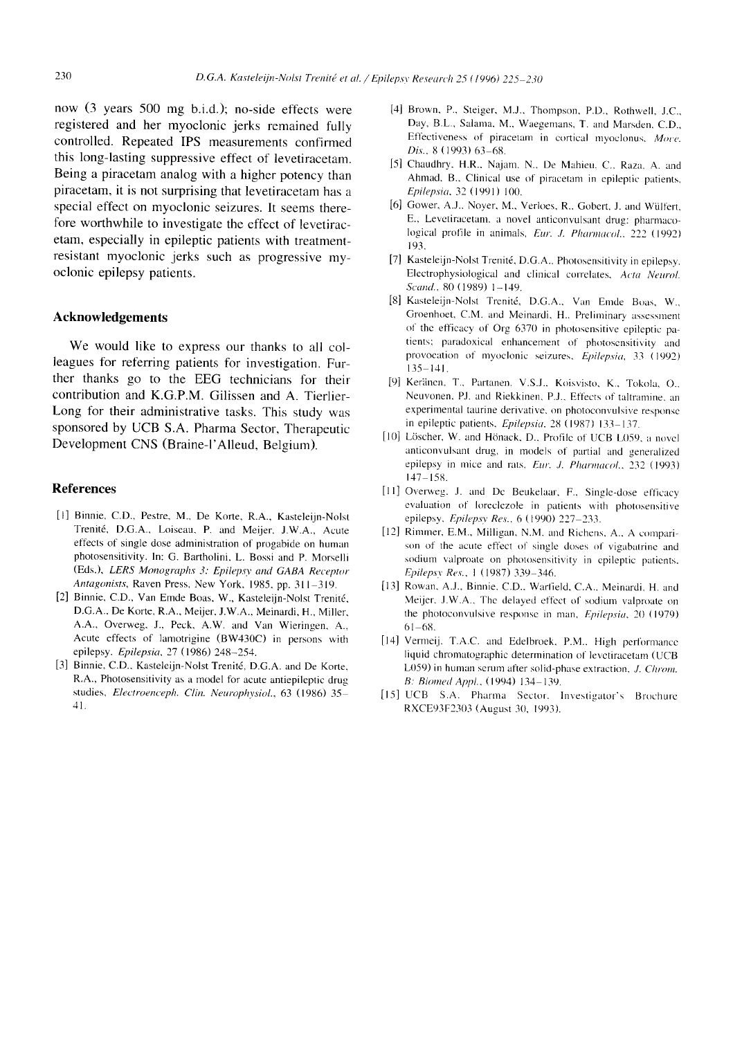now (3 years 500 mg b.i.d.); no-side effects were registered and her myoclonic jerks remained fully controlled. Repeated IPS measurements confirmed this long-lasting suppressive effect of levetiracetam. Being a piracetam analog with a higher potency than piracetam, it is not surprising that levetiracetam has a special effect on myoclonic seizures. It seems therefore worthwhile to investigate the effect of levetiracetam, especially in epileptic patients with treatment-resistant myoclonic jerks such as progressive myoclonic epilepsy patients.

## Acknowledgements

We would like to express our thanks to all colleagues for referring patients for investigation. Further thanks go to the EEG technicians for their contribution and K.G.P.M. Gilissen and A. Tierlier-Long for their administrative tasks. This study was sponsored by UCB S.A. Pharma Sector, Therapeutic Development CNS (Braine-l'Alleud, Belgium).

## References

[1] Binnie, C.D., Pestre, M., De Korte, R.A., Kasteleijn-Nolst Trenité, D.G.A., Loiseau, P. and Meijer, J.W.A., Acute effects of single dose administration of progabide on human photosensitivity. In: G. Bartholini, L. Bossi and P. Morselli (Eds.), *LERS Monographs 3: Epilepsy and GABA Receptor Antagonists*, Raven Press, New York, 1985, pp. 311–319.

[2] Binnie, C.D., Van Emde Boas, W., Kasteleijn-Nolst Trenité, D.G.A., De Korte, R.A., Meijer, J.W.A., Meinardi, H., Miller, A.A., Overweg, J., Peck, A.W. and Van Wieringen, A., Acute effects of lamotrigine (BW430C) in persons with epilepsy. *Epilepsia*, 27 (1986) 248–254.

[3] Binnie, C.D., Kasteleijn-Nolst Trenité, D.G.A. and De Korte, R.A., Photosensitivity as a model for acute antiepileptic drug studies, *Electroenceph. Clin. Neurophysiol.*, 63 (1986) 35–41.

[4] Brown, P., Steiger, M.J., Thompson, P.D., Rothwell, J.C., Day, B.L., Salama, M., Waegemans, T. and Marsden, C.D., Effectiveness of piracetam in cortical myoclonus, *Move. Dis.*, 8 (1993) 63–68.

[5] Chaudhry, H.R., Najam, N., De Mahieu, C., Raza, A. and Ahmad, B., Clinical use of piracetam in epileptic patients, *Epilepsia*, 32 (1991) 100.

[6] Gower, A.J., Noyer, M., Verloes, R., Gobert, J. and Wülfert, E., Levetiracetam, a novel anticonvulsant drug: pharmacological profile in animals, *Eur. J. Pharmacol.*, 222 (1992) 193.

[7] Kasteleijn-Nolst Trenité, D.G.A., Photosensitivity in epilepsy. Electrophysiological and clinical correlates, *Acta Neurol. Scand.*, 80 (1989) 1–149.

[8] Kasteleijn-Nolst Trenité, D.G.A., Van Emde Boas, W., Groenhoet, C.M. and Meinardi, H., Preliminary assessment of the efficacy of Org 6370 in photosensitive epileptic patients; paradoxical enhancement of photosensitivity and provocation of myoclonic seizures, *Epilepsia*, 33 (1992) 135–141.

[9] Keränen, T., Partanen, V.S.J., Koisvisto, K., Tokola, O., Neuvonen, PJ. and Riekkinen, P.J., Effects of taltramine, an experimental taurine derivative, on photoconvulsive response in epileptic patients, *Epilepsia*, 28 (1987) 133–137.

[10] Löscher, W. and Hönack, D., Profile of UCB L059, a novel anticonvulsant drug, in models of partial and generalized epilepsy in mice and rats, *Eur. J. Pharmacol.*, 232 (1993) 147–158.

[11] Overweg, J. and De Beukelaar, F., Single-dose efficacy evaluation of loreclezole in patients with photosensitive epilepsy, *Epilepsy Res.*, 6 (1990) 227–233.

[12] Rimmer, E.M., Milligan, N.M. and Richens, A., A comparison of the acute effect of single doses of vigabatrine and sodium valproate on photosensitivity in epileptic patients, *Epilepsy Res.*, 1 (1987) 339–346.

[13] Rowan, A.J., Binnie, C.D., Warfield, C.A., Meinardi, H. and Meijer, J.W.A., The delayed effect of sodium valproate on the photoconvulsive response in man, *Epilepsia*, 20 (1979) 61–68.

[14] Vermeij, T.A.C. and Edelbroek, P.M., High performance liquid chromatographic determination of levetiracetam (UCB L059) in human serum after solid-phase extraction, *J. Chrom. B: Biomed Appl.*, (1994) 134–139.

[15] UCB S.A. Pharma Sector, Investigator's Brochure RXCE93F2303 (August 30, 1993).